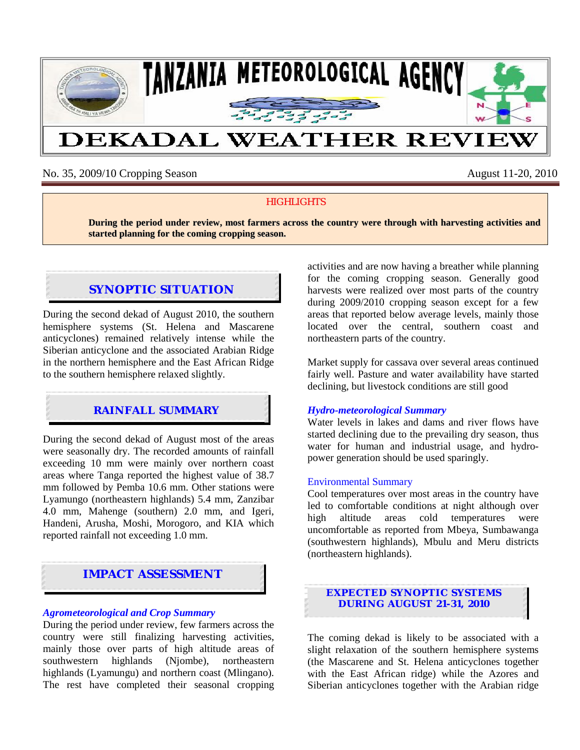# TANZANIA METEOROLOGICAL AGENCY

# DEKADAL WEATHER REVIEW

No. 35, 2009/10 Cropping Season — August 11-20, 2010

**HIGHLIGHTS**

**During the period under review, most farmers across the country were through with harvesting activities and started planning for the coming cropping season.**

## SYNOPTIC SITUATION

During the second dekad of August 2010, the southern hemisphere systems (St. Helena and Mascarene anticyclones) remained relatively intense while the Siberian anticyclone and the associated Arabian Ridge in the northern hemisphere and the East African Ridge to the southern hemisphere relaxed slightly.

## RAINFALL SUMMARY

During the second dekad of August most of the areas were seasonally dry. The recorded amounts of rainfall exceeding 10 mm were mainly over northern coast areas where Tanga reported the highest value of 38.7 mm followed by Pemba 10.6 mm. Other stations were Lyamungo (northeastern highlands) 5.4 mm, Zanzibar 4.0 mm, Mahenge (southern) 2.0 mm, and Igeri, Handeni, Arusha, Moshi, Morogoro, and KIA which reported rainfall not exceeding 1.0 mm.

## IMPACT ASSESSMENT

### *Agrometeorological and Crop Summary*

During the period under review, few farmers across the country were still finalizing harvesting activities, mainly those over parts of high altitude areas of southwestern highlands (Njombe), northeastern highlands (Lyamungu) and northern coast (Mlingano). The rest have completed their seasonal cropping activities and are now having a breather while planning for the coming cropping season. Generally good harvests were realized over most parts of the country during 2009/2010 cropping season except for a few areas that reported below average levels, mainly those located over the central, southern coast and northeastern parts of the country.

Market supply for cassava over several areas continued fairly well. Pasture and water availability have started declining, but livestock conditions are still good

### *Hydro-meteorological Summary*

Water levels in lakes and dams and river flows have started declining due to the prevailing dry season, thus water for human and industrial usage, and hydro-power generation should be used sparingly.

### Environmental Summary

Cool temperatures over most areas in the country have led to comfortable conditions at night although over high altitude areas cold temperatures were uncomfortable as reported from Mbeya, Sumbawanga (southwestern highlands), Mbulu and Meru districts (northeastern highlands).

## EXPECTED SYNOPTIC SYSTEMS DURING AUGUST 21-31, 2010

The coming dekad is likely to be associated with a slight relaxation of the southern hemisphere systems (the Mascarene and St. Helena anticyclones together with the East African ridge) while the Azores and Siberian anticyclones together with the Arabian ridge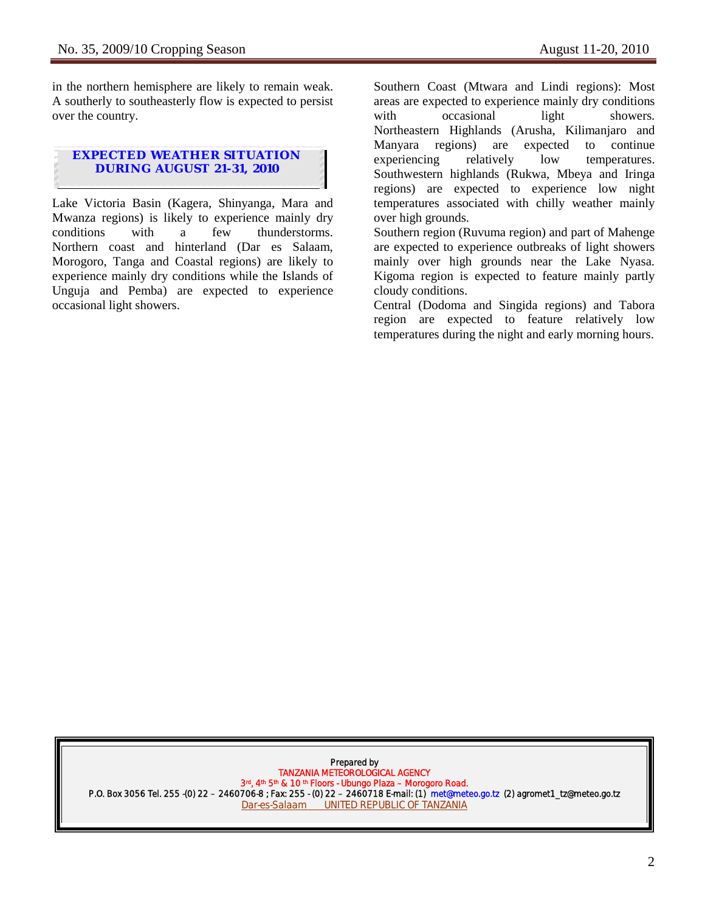in the northern hemisphere are likely to remain weak. A southerly to southeasterly flow is expected to persist over the country.

## EXPECTED WEATHER SITUATION DURING AUGUST 21-31, 2010

Lake Victoria Basin (Kagera, Shinyanga, Mara and Mwanza regions) is likely to experience mainly dry conditions with a few thunderstorms. Northern coast and hinterland (Dar es Salaam, Morogoro, Tanga and Coastal regions) are likely to experience mainly dry conditions while the Islands of Unguja and Pemba) are expected to experience occasional light showers.

Southern Coast (Mtwara and Lindi regions): Most areas are expected to experience mainly dry conditions with occasional light showers. Northeastern Highlands (Arusha, Kilimanjaro and Manyara regions) are expected to continue experiencing relatively low temperatures. Southwestern highlands (Rukwa, Mbeya and Iringa regions) are expected to experience low night temperatures associated with chilly weather mainly over high grounds.

Southern region (Ruvuma region) and part of Mahenge are expected to experience outbreaks of light showers mainly over high grounds near the Lake Nyasa. Kigoma region is expected to feature mainly partly cloudy conditions.

Central (Dodoma and Singida regions) and Tabora region are expected to feature relatively low temperatures during the night and early morning hours.

Prepared by
TANZANIA METEOROLOGICAL AGENCY
3rd, 4th 5th & 10 th Floors - Ubungo Plaza – Morogoro Road.
P.O. Box 3056 Tel. 255 -(0) 22 – 2460706-8 ; Fax: 255 - (0) 22 – 2460718 E-mail: (1) met@meteo.go.tz (2) agromet1_tz@meteo.go.tz
Dar-es-Salaam UNITED REPUBLIC OF TANZANIA